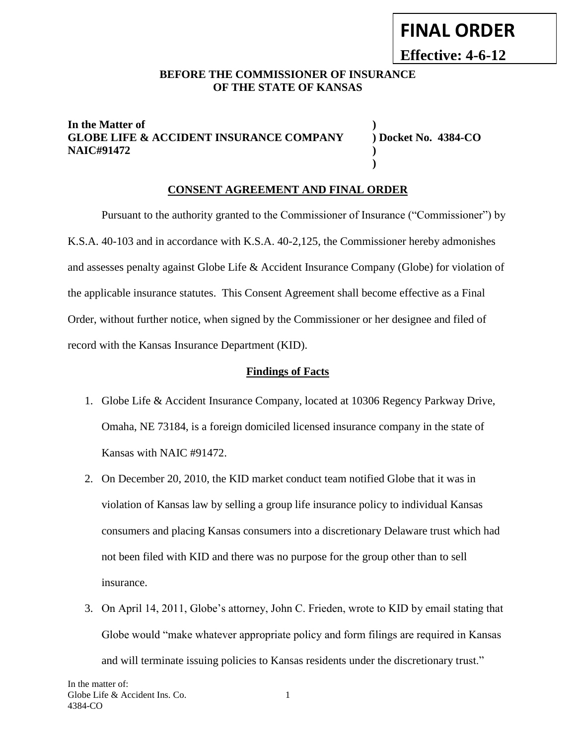**FINAL ORDER**

**Effective: 4-6-12**

**BEFORE THE COMMISSIONER OF INSURANCE OF THE STATE OF KANSAS**

| | |
|---|---|
| **In the Matter of** | **)** |
| **GLOBE LIFE & ACCIDENT INSURANCE COMPANY** | **) Docket No. 4384-CO** |
| **NAIC#91472** | **)** |
| | **)** |

## CONSENT AGREEMENT AND FINAL ORDER

Pursuant to the authority granted to the Commissioner of Insurance ("Commissioner") by K.S.A. 40-103 and in accordance with K.S.A. 40-2,125, the Commissioner hereby admonishes and assesses penalty against Globe Life & Accident Insurance Company (Globe) for violation of the applicable insurance statutes. This Consent Agreement shall become effective as a Final Order, without further notice, when signed by the Commissioner or her designee and filed of record with the Kansas Insurance Department (KID).

### Findings of Facts

1. Globe Life & Accident Insurance Company, located at 10306 Regency Parkway Drive, Omaha, NE 73184, is a foreign domiciled licensed insurance company in the state of Kansas with NAIC #91472.
2. On December 20, 2010, the KID market conduct team notified Globe that it was in violation of Kansas law by selling a group life insurance policy to individual Kansas consumers and placing Kansas consumers into a discretionary Delaware trust which had not been filed with KID and there was no purpose for the group other than to sell insurance.
3. On April 14, 2011, Globe's attorney, John C. Frieden, wrote to KID by email stating that Globe would "make whatever appropriate policy and form filings are required in Kansas and will terminate issuing policies to Kansas residents under the discretionary trust."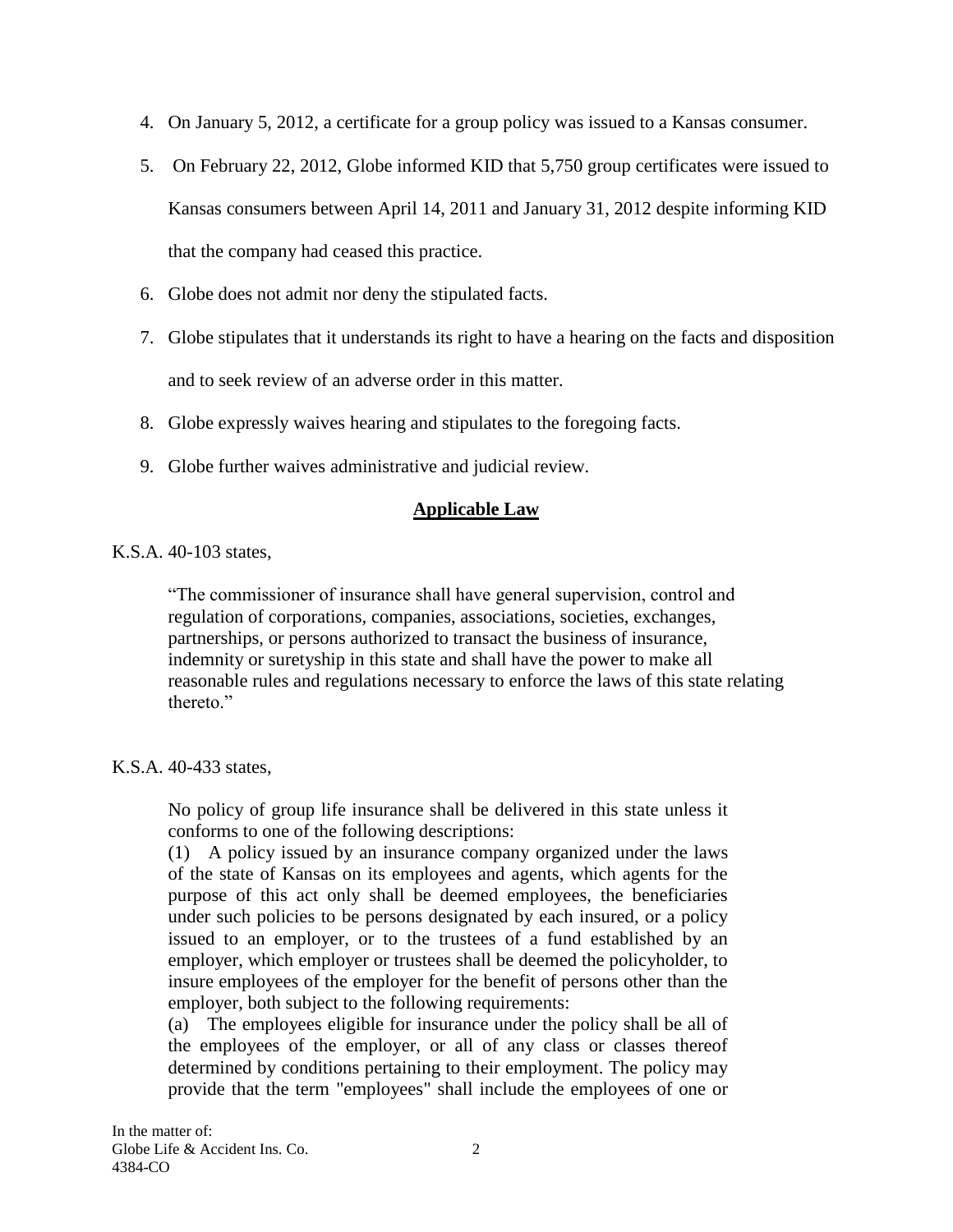4. On January 5, 2012, a certificate for a group policy was issued to a Kansas consumer.
5. On February 22, 2012, Globe informed KID that 5,750 group certificates were issued to Kansas consumers between April 14, 2011 and January 31, 2012 despite informing KID that the company had ceased this practice.
6. Globe does not admit nor deny the stipulated facts.
7. Globe stipulates that it understands its right to have a hearing on the facts and disposition and to seek review of an adverse order in this matter.
8. Globe expressly waives hearing and stipulates to the foregoing facts.
9. Globe further waives administrative and judicial review.

## **Applicable Law**

K.S.A. 40-103 states,

> "The commissioner of insurance shall have general supervision, control and regulation of corporations, companies, associations, societies, exchanges, partnerships, or persons authorized to transact the business of insurance, indemnity or suretyship in this state and shall have the power to make all reasonable rules and regulations necessary to enforce the laws of this state relating thereto."

K.S.A. 40-433 states,

> No policy of group life insurance shall be delivered in this state unless it conforms to one of the following descriptions:
>
> (1) A policy issued by an insurance company organized under the laws of the state of Kansas on its employees and agents, which agents for the purpose of this act only shall be deemed employees, the beneficiaries under such policies to be persons designated by each insured, or a policy issued to an employer, or to the trustees of a fund established by an employer, which employer or trustees shall be deemed the policyholder, to insure employees of the employer for the benefit of persons other than the employer, both subject to the following requirements:
>
> (a) The employees eligible for insurance under the policy shall be all of the employees of the employer, or all of any class or classes thereof determined by conditions pertaining to their employment. The policy may provide that the term "employees" shall include the employees of one or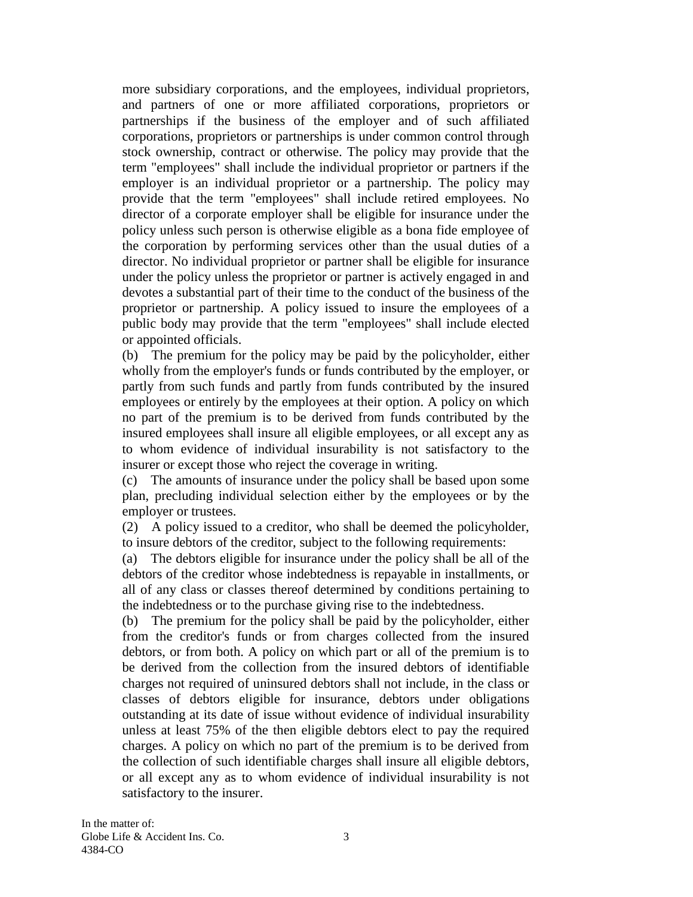more subsidiary corporations, and the employees, individual proprietors, and partners of one or more affiliated corporations, proprietors or partnerships if the business of the employer and of such affiliated corporations, proprietors or partnerships is under common control through stock ownership, contract or otherwise. The policy may provide that the term "employees" shall include the individual proprietor or partners if the employer is an individual proprietor or a partnership. The policy may provide that the term "employees" shall include retired employees. No director of a corporate employer shall be eligible for insurance under the policy unless such person is otherwise eligible as a bona fide employee of the corporation by performing services other than the usual duties of a director. No individual proprietor or partner shall be eligible for insurance under the policy unless the proprietor or partner is actively engaged in and devotes a substantial part of their time to the conduct of the business of the proprietor or partnership. A policy issued to insure the employees of a public body may provide that the term "employees" shall include elected or appointed officials.

(b) The premium for the policy may be paid by the policyholder, either wholly from the employer's funds or funds contributed by the employer, or partly from such funds and partly from funds contributed by the insured employees or entirely by the employees at their option. A policy on which no part of the premium is to be derived from funds contributed by the insured employees shall insure all eligible employees, or all except any as to whom evidence of individual insurability is not satisfactory to the insurer or except those who reject the coverage in writing.

(c) The amounts of insurance under the policy shall be based upon some plan, precluding individual selection either by the employees or by the employer or trustees.

(2) A policy issued to a creditor, who shall be deemed the policyholder, to insure debtors of the creditor, subject to the following requirements:

(a) The debtors eligible for insurance under the policy shall be all of the debtors of the creditor whose indebtedness is repayable in installments, or all of any class or classes thereof determined by conditions pertaining to the indebtedness or to the purchase giving rise to the indebtedness.

(b) The premium for the policy shall be paid by the policyholder, either from the creditor's funds or from charges collected from the insured debtors, or from both. A policy on which part or all of the premium is to be derived from the collection from the insured debtors of identifiable charges not required of uninsured debtors shall not include, in the class or classes of debtors eligible for insurance, debtors under obligations outstanding at its date of issue without evidence of individual insurability unless at least 75% of the then eligible debtors elect to pay the required charges. A policy on which no part of the premium is to be derived from the collection of such identifiable charges shall insure all eligible debtors, or all except any as to whom evidence of individual insurability is not satisfactory to the insurer.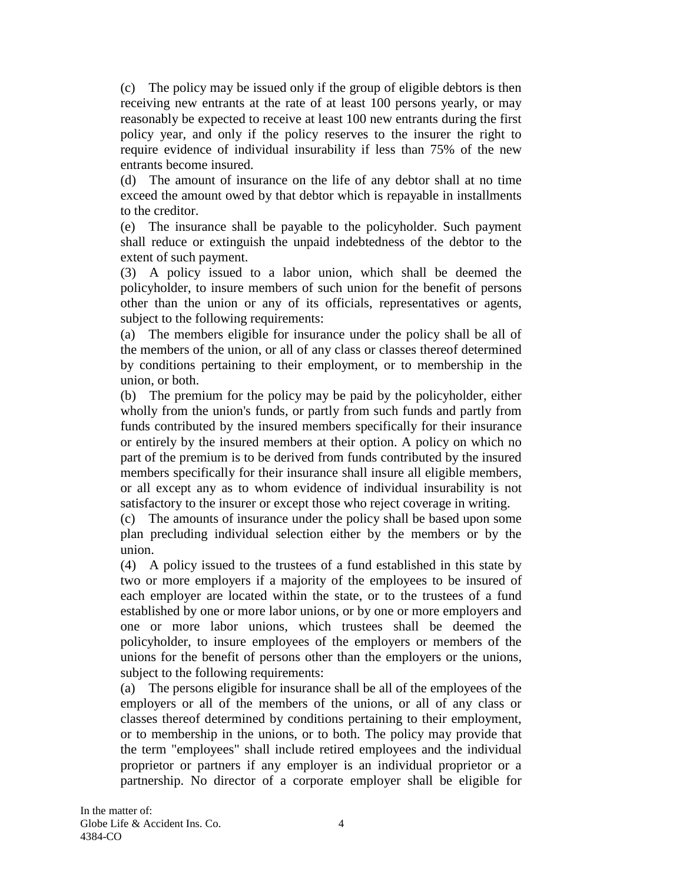(c) The policy may be issued only if the group of eligible debtors is then receiving new entrants at the rate of at least 100 persons yearly, or may reasonably be expected to receive at least 100 new entrants during the first policy year, and only if the policy reserves to the insurer the right to require evidence of individual insurability if less than 75% of the new entrants become insured.

(d) The amount of insurance on the life of any debtor shall at no time exceed the amount owed by that debtor which is repayable in installments to the creditor.

(e) The insurance shall be payable to the policyholder. Such payment shall reduce or extinguish the unpaid indebtedness of the debtor to the extent of such payment.

(3) A policy issued to a labor union, which shall be deemed the policyholder, to insure members of such union for the benefit of persons other than the union or any of its officials, representatives or agents, subject to the following requirements:

(a) The members eligible for insurance under the policy shall be all of the members of the union, or all of any class or classes thereof determined by conditions pertaining to their employment, or to membership in the union, or both.

(b) The premium for the policy may be paid by the policyholder, either wholly from the union's funds, or partly from such funds and partly from funds contributed by the insured members specifically for their insurance or entirely by the insured members at their option. A policy on which no part of the premium is to be derived from funds contributed by the insured members specifically for their insurance shall insure all eligible members, or all except any as to whom evidence of individual insurability is not satisfactory to the insurer or except those who reject coverage in writing.

(c) The amounts of insurance under the policy shall be based upon some plan precluding individual selection either by the members or by the union.

(4) A policy issued to the trustees of a fund established in this state by two or more employers if a majority of the employees to be insured of each employer are located within the state, or to the trustees of a fund established by one or more labor unions, or by one or more employers and one or more labor unions, which trustees shall be deemed the policyholder, to insure employees of the employers or members of the unions for the benefit of persons other than the employers or the unions, subject to the following requirements:

(a) The persons eligible for insurance shall be all of the employees of the employers or all of the members of the unions, or all of any class or classes thereof determined by conditions pertaining to their employment, or to membership in the unions, or to both. The policy may provide that the term "employees" shall include retired employees and the individual proprietor or partners if any employer is an individual proprietor or a partnership. No director of a corporate employer shall be eligible for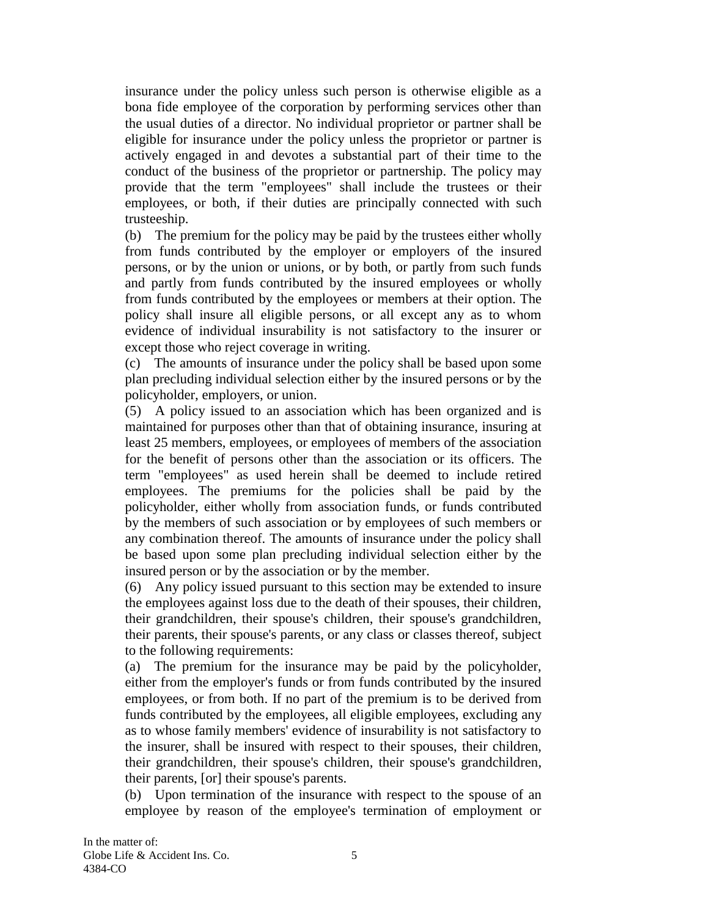insurance under the policy unless such person is otherwise eligible as a bona fide employee of the corporation by performing services other than the usual duties of a director. No individual proprietor or partner shall be eligible for insurance under the policy unless the proprietor or partner is actively engaged in and devotes a substantial part of their time to the conduct of the business of the proprietor or partnership. The policy may provide that the term "employees" shall include the trustees or their employees, or both, if their duties are principally connected with such trusteeship.

(b) The premium for the policy may be paid by the trustees either wholly from funds contributed by the employer or employers of the insured persons, or by the union or unions, or by both, or partly from such funds and partly from funds contributed by the insured employees or wholly from funds contributed by the employees or members at their option. The policy shall insure all eligible persons, or all except any as to whom evidence of individual insurability is not satisfactory to the insurer or except those who reject coverage in writing.

(c) The amounts of insurance under the policy shall be based upon some plan precluding individual selection either by the insured persons or by the policyholder, employers, or union.

(5) A policy issued to an association which has been organized and is maintained for purposes other than that of obtaining insurance, insuring at least 25 members, employees, or employees of members of the association for the benefit of persons other than the association or its officers. The term "employees" as used herein shall be deemed to include retired employees. The premiums for the policies shall be paid by the policyholder, either wholly from association funds, or funds contributed by the members of such association or by employees of such members or any combination thereof. The amounts of insurance under the policy shall be based upon some plan precluding individual selection either by the insured person or by the association or by the member.

(6) Any policy issued pursuant to this section may be extended to insure the employees against loss due to the death of their spouses, their children, their grandchildren, their spouse's children, their spouse's grandchildren, their parents, their spouse's parents, or any class or classes thereof, subject to the following requirements:

(a) The premium for the insurance may be paid by the policyholder, either from the employer's funds or from funds contributed by the insured employees, or from both. If no part of the premium is to be derived from funds contributed by the employees, all eligible employees, excluding any as to whose family members' evidence of insurability is not satisfactory to the insurer, shall be insured with respect to their spouses, their children, their grandchildren, their spouse's children, their spouse's grandchildren, their parents, [or] their spouse's parents.

(b) Upon termination of the insurance with respect to the spouse of an employee by reason of the employee's termination of employment or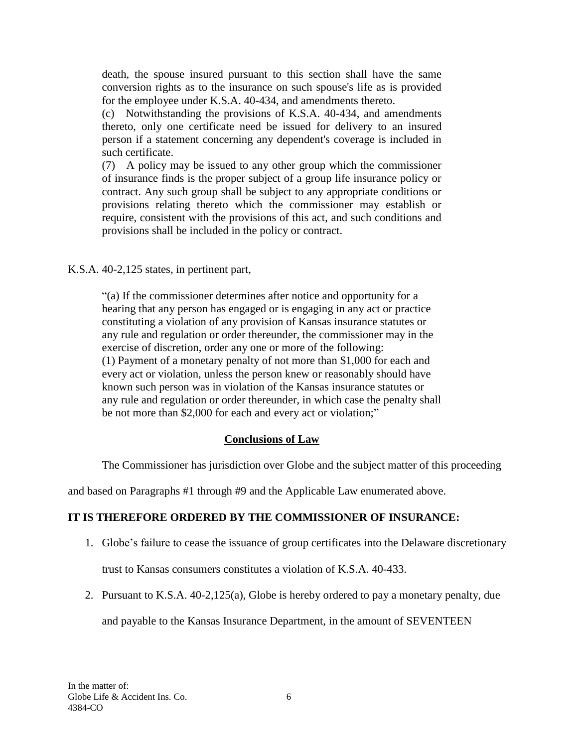death, the spouse insured pursuant to this section shall have the same conversion rights as to the insurance on such spouse's life as is provided for the employee under K.S.A. 40-434, and amendments thereto.

(c) Notwithstanding the provisions of K.S.A. 40-434, and amendments thereto, only one certificate need be issued for delivery to an insured person if a statement concerning any dependent's coverage is included in such certificate.

(7) A policy may be issued to any other group which the commissioner of insurance finds is the proper subject of a group life insurance policy or contract. Any such group shall be subject to any appropriate conditions or provisions relating thereto which the commissioner may establish or require, consistent with the provisions of this act, and such conditions and provisions shall be included in the policy or contract.

K.S.A. 40-2,125 states, in pertinent part,

> "(a) If the commissioner determines after notice and opportunity for a hearing that any person has engaged or is engaging in any act or practice constituting a violation of any provision of Kansas insurance statutes or any rule and regulation or order thereunder, the commissioner may in the exercise of discretion, order any one or more of the following:
> (1) Payment of a monetary penalty of not more than $1,000 for each and every act or violation, unless the person knew or reasonably should have known such person was in violation of the Kansas insurance statutes or any rule and regulation or order thereunder, in which case the penalty shall be not more than $2,000 for each and every act or violation;"

## Conclusions of Law

The Commissioner has jurisdiction over Globe and the subject matter of this proceeding and based on Paragraphs #1 through #9 and the Applicable Law enumerated above.

**IT IS THEREFORE ORDERED BY THE COMMISSIONER OF INSURANCE:**

1. Globe's failure to cease the issuance of group certificates into the Delaware discretionary trust to Kansas consumers constitutes a violation of K.S.A. 40-433.
2. Pursuant to K.S.A. 40-2,125(a), Globe is hereby ordered to pay a monetary penalty, due and payable to the Kansas Insurance Department, in the amount of SEVENTEEN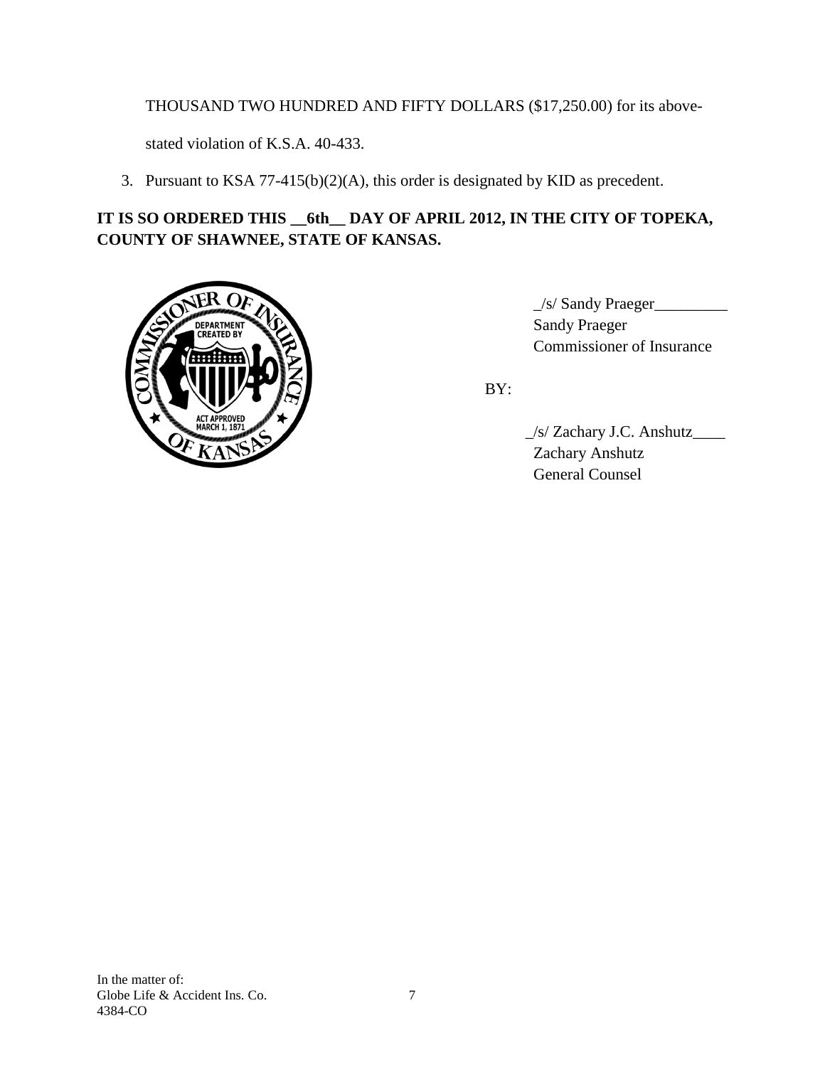THOUSAND TWO HUNDRED AND FIFTY DOLLARS ($17,250.00) for its above-stated violation of K.S.A. 40-433.

3. Pursuant to KSA 77-415(b)(2)(A), this order is designated by KID as precedent.

**IT IS SO ORDERED THIS __6th__ DAY OF APRIL 2012, IN THE CITY OF TOPEKA, COUNTY OF SHAWNEE, STATE OF KANSAS.**

_/s/ Sandy Praeger_________
Sandy Praeger
Commissioner of Insurance

BY:

_/s/ Zachary J.C. Anshutz____
Zachary Anshutz
General Counsel

In the matter of:
Globe Life & Accident Ins. Co.
4384-CO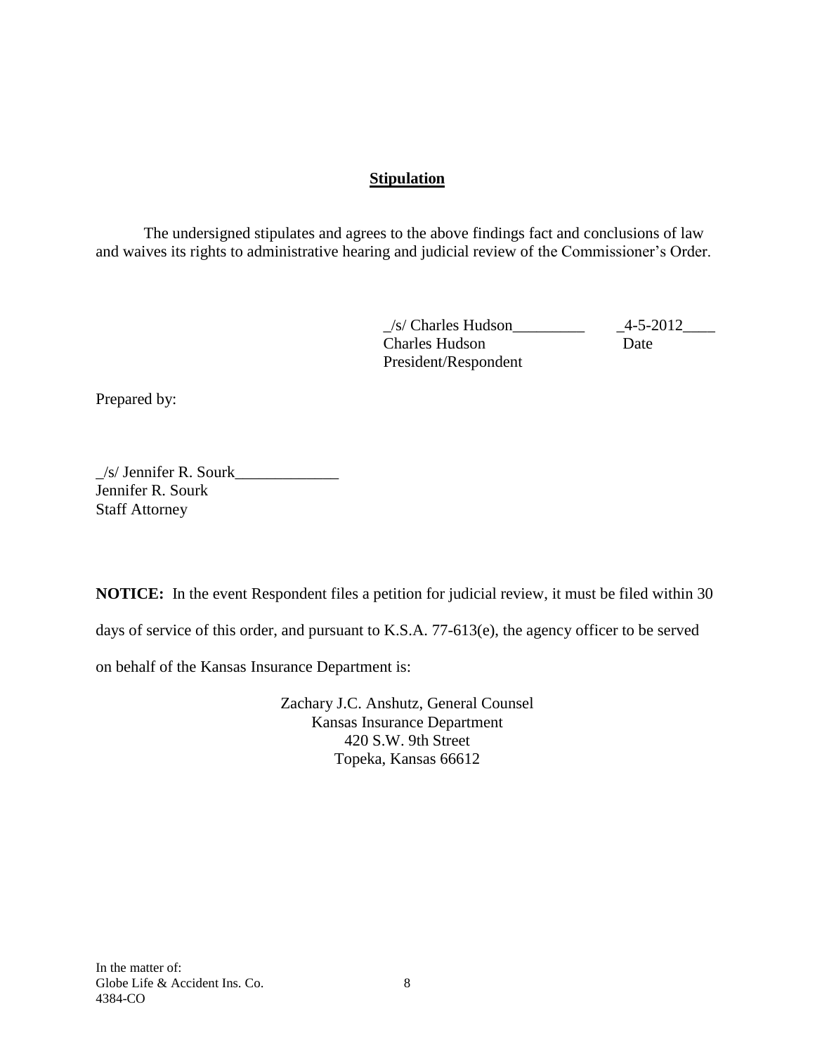## Stipulation

The undersigned stipulates and agrees to the above findings fact and conclusions of law and waives its rights to administrative hearing and judicial review of the Commissioner's Order.

_/s/ Charles Hudson_________ _4-5-2012____
Charles Hudson Date
President/Respondent

Prepared by:

_/s/ Jennifer R. Sourk_____________
Jennifer R. Sourk
Staff Attorney

**NOTICE:** In the event Respondent files a petition for judicial review, it must be filed within 30 days of service of this order, and pursuant to K.S.A. 77-613(e), the agency officer to be served on behalf of the Kansas Insurance Department is:

Zachary J.C. Anshutz, General Counsel
Kansas Insurance Department
420 S.W. 9th Street
Topeka, Kansas 66612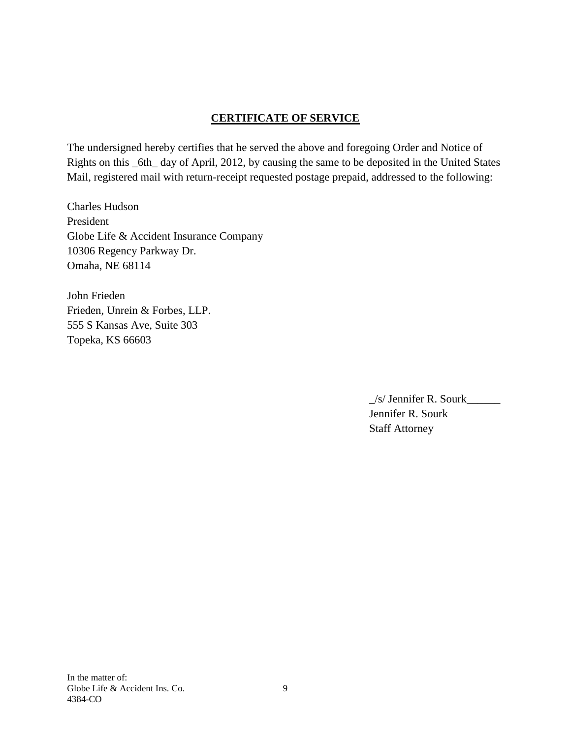**CERTIFICATE OF SERVICE**

The undersigned hereby certifies that he served the above and foregoing Order and Notice of Rights on this _6th_ day of April, 2012, by causing the same to be deposited in the United States Mail, registered mail with return-receipt requested postage prepaid, addressed to the following:

Charles Hudson
President
Globe Life & Accident Insurance Company
10306 Regency Parkway Dr.
Omaha, NE 68114

John Frieden
Frieden, Unrein & Forbes, LLP.
555 S Kansas Ave, Suite 303
Topeka, KS 66603

_/s/ Jennifer R. Sourk______
Jennifer R. Sourk
Staff Attorney